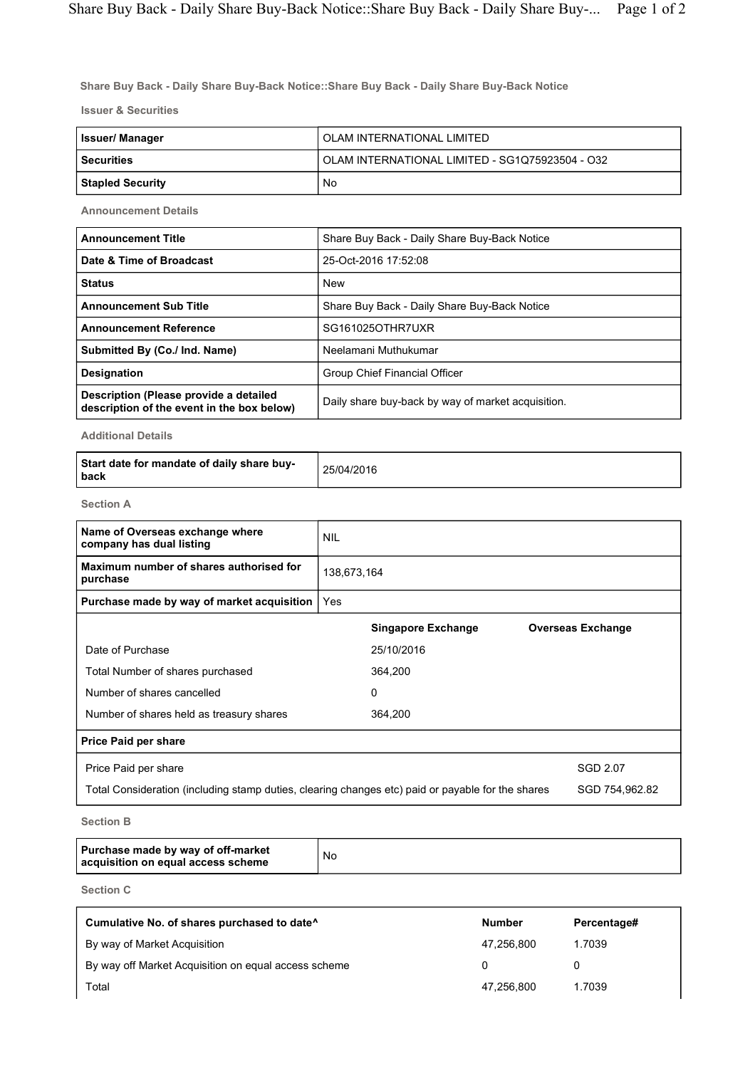## Share Buy Back - Daily Share Buy-Back Notice::Share Buy Back - Daily Share Buy-Back Notice

### Issuer & Securities

| Issuer/ Manager | OLAM INTERNATIONAL LIMITED |
|---|---|
| Securities | OLAM INTERNATIONAL LIMITED - SG1Q75923504 - O32 |
| Stapled Security | No |

### Announcement Details

| Announcement Title | Share Buy Back - Daily Share Buy-Back Notice |
|---|---|
| Date & Time of Broadcast | 25-Oct-2016 17:52:08 |
| Status | New |
| Announcement Sub Title | Share Buy Back - Daily Share Buy-Back Notice |
| Announcement Reference | SG161025OTHR7UXR |
| Submitted By (Co./ Ind. Name) | Neelamani Muthukumar |
| Designation | Group Chief Financial Officer |
| Description (Please provide a detailed description of the event in the box below) | Daily share buy-back by way of market acquisition. |

### Additional Details

| Start date for mandate of daily share buy-back | 25/04/2016 |
|---|---|

### Section A

| Name of Overseas exchange where company has dual listing | NIL | |
|---|---|---|
| Maximum number of shares authorised for purchase | 138,673,164 | |
| Purchase made by way of market acquisition | Yes | |
| | **Singapore Exchange** | **Overseas Exchange** |
| Date of Purchase | 25/10/2016 | |
| Total Number of shares purchased | 364,200 | |
| Number of shares cancelled | 0 | |
| Number of shares held as treasury shares | 364,200 | |

| Price Paid per share | |
|---|---|
| Price Paid per share | SGD 2.07 |
| Total Consideration (including stamp duties, clearing changes etc) paid or payable for the shares | SGD 754,962.82 |

### Section B

| Purchase made by way of off-market acquisition on equal access scheme | No |
|---|---|

### Section C

| Cumulative No. of shares purchased to date^ | Number | Percentage# |
|---|---|---|
| By way of Market Acquisition | 47,256,800 | 1.7039 |
| By way off Market Acquisition on equal access scheme | 0 | 0 |
| Total | 47,256,800 | 1.7039 |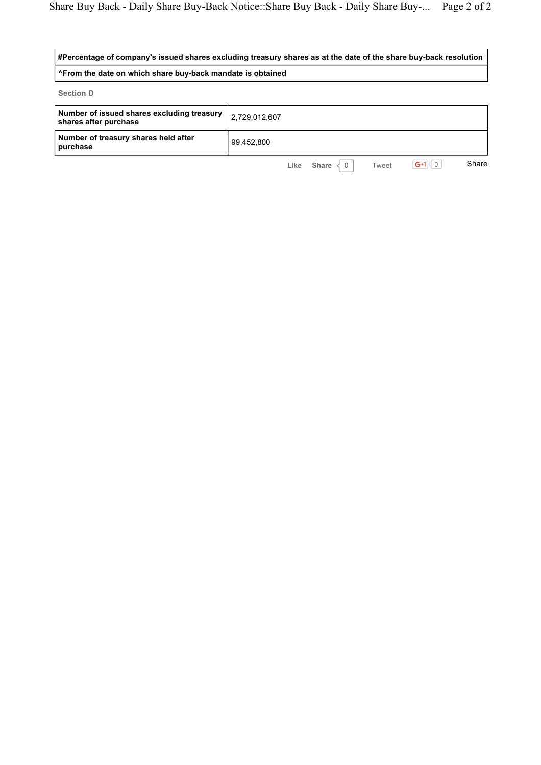| |
|---|
| #Percentage of company's issued shares excluding treasury shares as at the date of the share buy-back resolution |
| ^From the date on which share buy-back mandate is obtained |

**Section D**

| | |
|---|---|
| **Number of issued shares excluding treasury shares after purchase** | 2,729,012,607 |
| **Number of treasury shares held after purchase** | 99,452,800 |

Like Share 0 Tweet G+1 0 Share